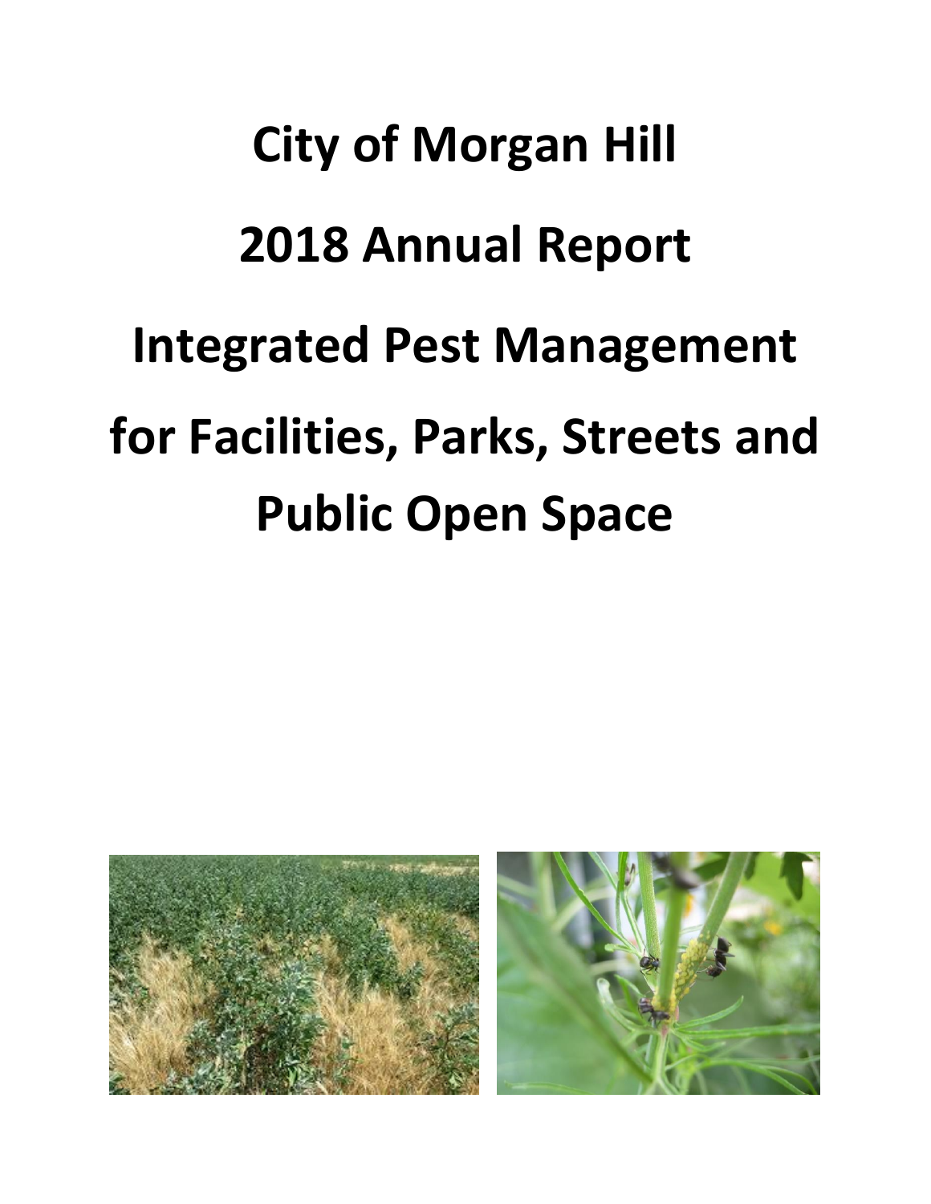# City of Morgan Hill

# 2018 Annual Report

# Integrated Pest Management

# for Facilities, Parks, Streets and Public Open Space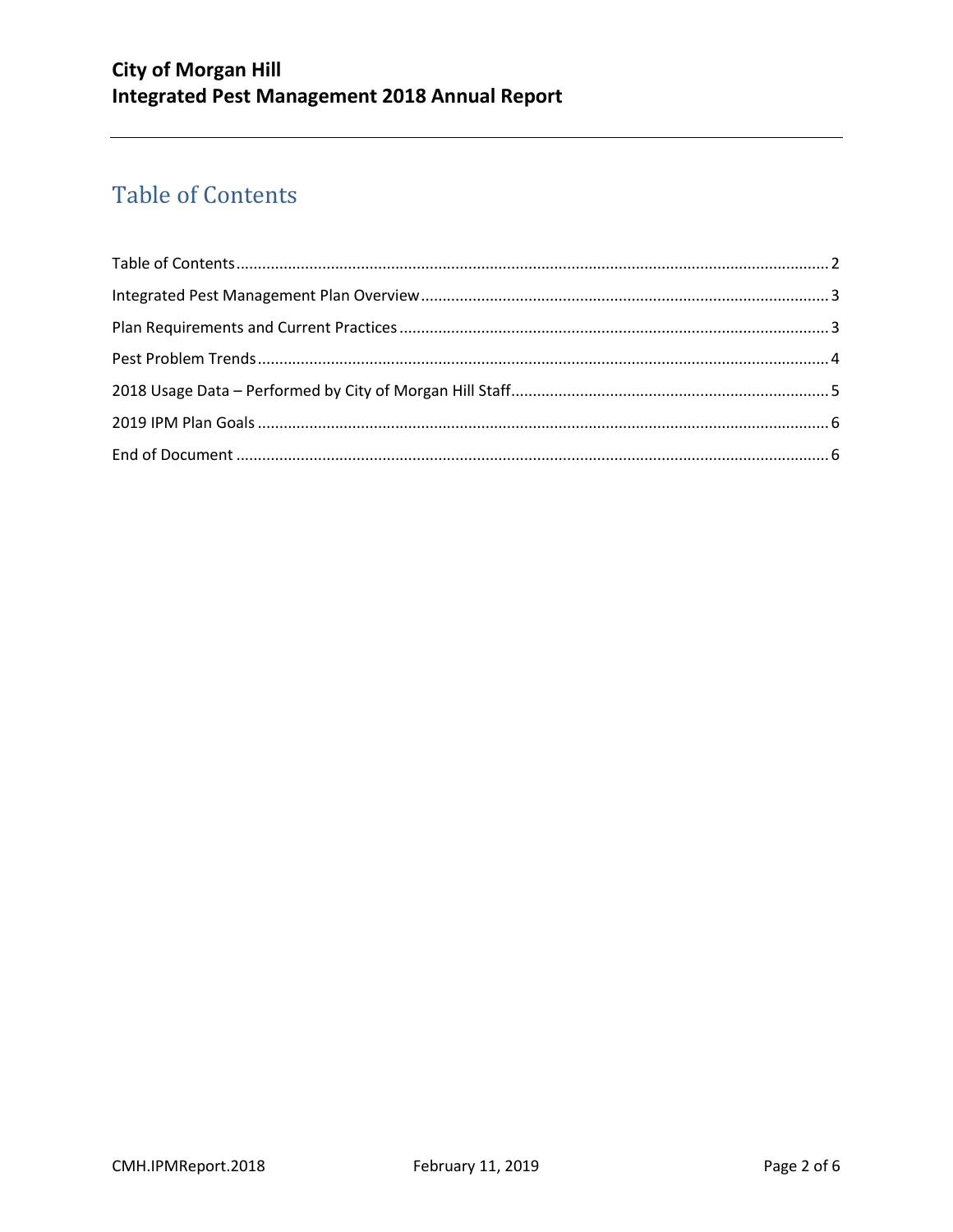# Table of Contents

Table of Contents........................................................................................................................................2

Integrated Pest Management Plan Overview..............................................................................................3

Plan Requirements and Current Practices...................................................................................................3

Pest Problem Trends...................................................................................................................................4

2018 Usage Data – Performed by City of Morgan Hill Staff.........................................................................5

2019 IPM Plan Goals....................................................................................................................................6

End of Document.........................................................................................................................................6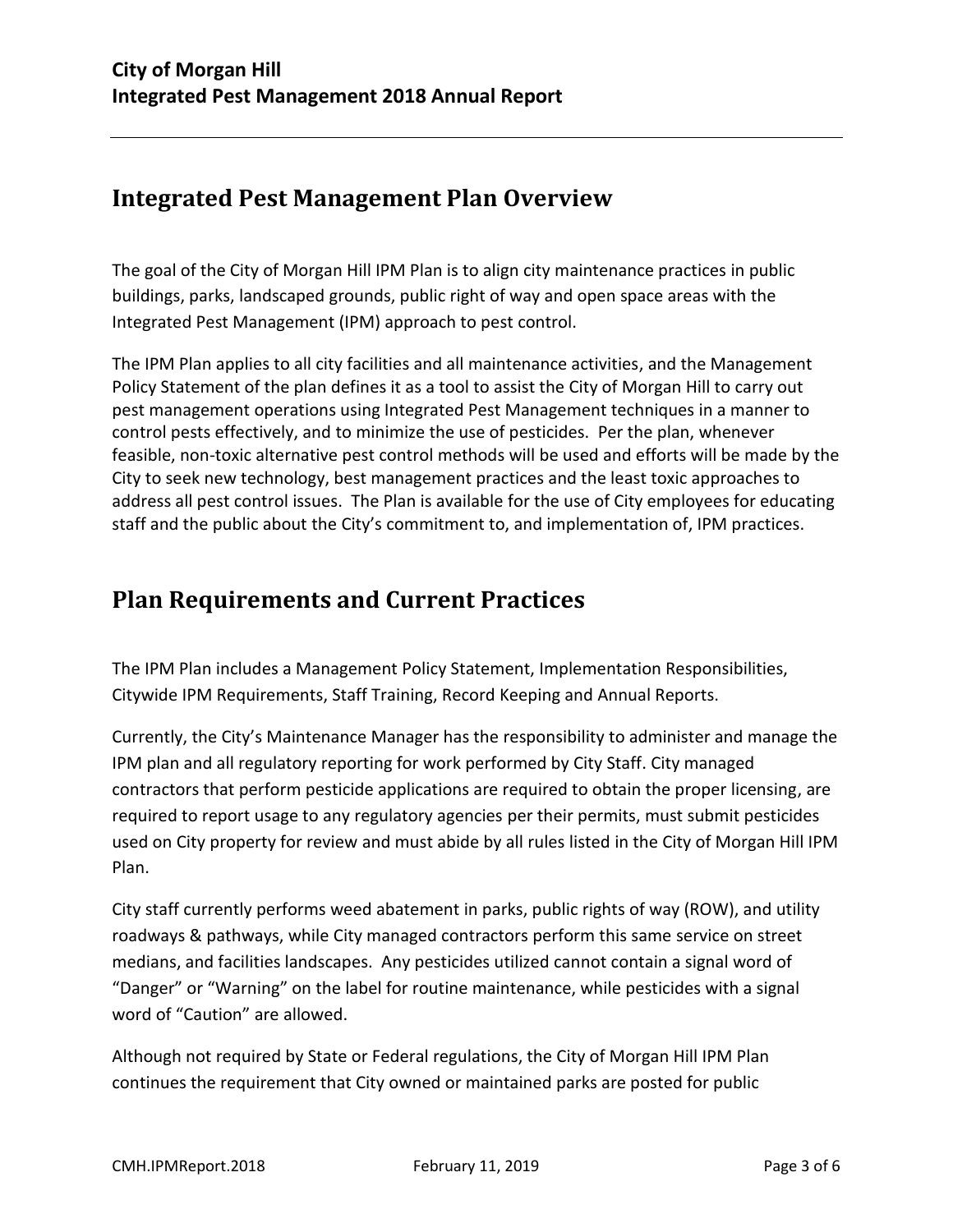## Integrated Pest Management Plan Overview

The goal of the City of Morgan Hill IPM Plan is to align city maintenance practices in public buildings, parks, landscaped grounds, public right of way and open space areas with the Integrated Pest Management (IPM) approach to pest control.

The IPM Plan applies to all city facilities and all maintenance activities, and the Management Policy Statement of the plan defines it as a tool to assist the City of Morgan Hill to carry out pest management operations using Integrated Pest Management techniques in a manner to control pests effectively, and to minimize the use of pesticides. Per the plan, whenever feasible, non-toxic alternative pest control methods will be used and efforts will be made by the City to seek new technology, best management practices and the least toxic approaches to address all pest control issues. The Plan is available for the use of City employees for educating staff and the public about the City's commitment to, and implementation of, IPM practices.

## Plan Requirements and Current Practices

The IPM Plan includes a Management Policy Statement, Implementation Responsibilities, Citywide IPM Requirements, Staff Training, Record Keeping and Annual Reports.

Currently, the City's Maintenance Manager has the responsibility to administer and manage the IPM plan and all regulatory reporting for work performed by City Staff. City managed contractors that perform pesticide applications are required to obtain the proper licensing, are required to report usage to any regulatory agencies per their permits, must submit pesticides used on City property for review and must abide by all rules listed in the City of Morgan Hill IPM Plan.

City staff currently performs weed abatement in parks, public rights of way (ROW), and utility roadways & pathways, while City managed contractors perform this same service on street medians, and facilities landscapes. Any pesticides utilized cannot contain a signal word of "Danger" or "Warning" on the label for routine maintenance, while pesticides with a signal word of "Caution" are allowed.

Although not required by State or Federal regulations, the City of Morgan Hill IPM Plan continues the requirement that City owned or maintained parks are posted for public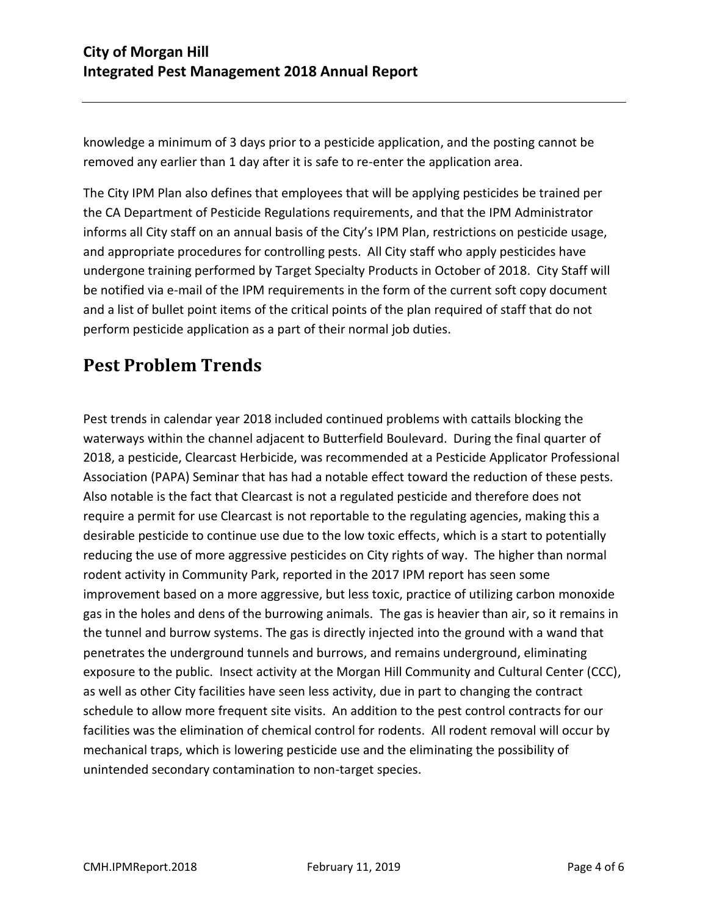knowledge a minimum of 3 days prior to a pesticide application, and the posting cannot be removed any earlier than 1 day after it is safe to re-enter the application area.

The City IPM Plan also defines that employees that will be applying pesticides be trained per the CA Department of Pesticide Regulations requirements, and that the IPM Administrator informs all City staff on an annual basis of the City's IPM Plan, restrictions on pesticide usage, and appropriate procedures for controlling pests. All City staff who apply pesticides have undergone training performed by Target Specialty Products in October of 2018. City Staff will be notified via e-mail of the IPM requirements in the form of the current soft copy document and a list of bullet point items of the critical points of the plan required of staff that do not perform pesticide application as a part of their normal job duties.

# Pest Problem Trends

Pest trends in calendar year 2018 included continued problems with cattails blocking the waterways within the channel adjacent to Butterfield Boulevard. During the final quarter of 2018, a pesticide, Clearcast Herbicide, was recommended at a Pesticide Applicator Professional Association (PAPA) Seminar that has had a notable effect toward the reduction of these pests. Also notable is the fact that Clearcast is not a regulated pesticide and therefore does not require a permit for use Clearcast is not reportable to the regulating agencies, making this a desirable pesticide to continue use due to the low toxic effects, which is a start to potentially reducing the use of more aggressive pesticides on City rights of way. The higher than normal rodent activity in Community Park, reported in the 2017 IPM report has seen some improvement based on a more aggressive, but less toxic, practice of utilizing carbon monoxide gas in the holes and dens of the burrowing animals. The gas is heavier than air, so it remains in the tunnel and burrow systems. The gas is directly injected into the ground with a wand that penetrates the underground tunnels and burrows, and remains underground, eliminating exposure to the public. Insect activity at the Morgan Hill Community and Cultural Center (CCC), as well as other City facilities have seen less activity, due in part to changing the contract schedule to allow more frequent site visits. An addition to the pest control contracts for our facilities was the elimination of chemical control for rodents. All rodent removal will occur by mechanical traps, which is lowering pesticide use and the eliminating the possibility of unintended secondary contamination to non-target species.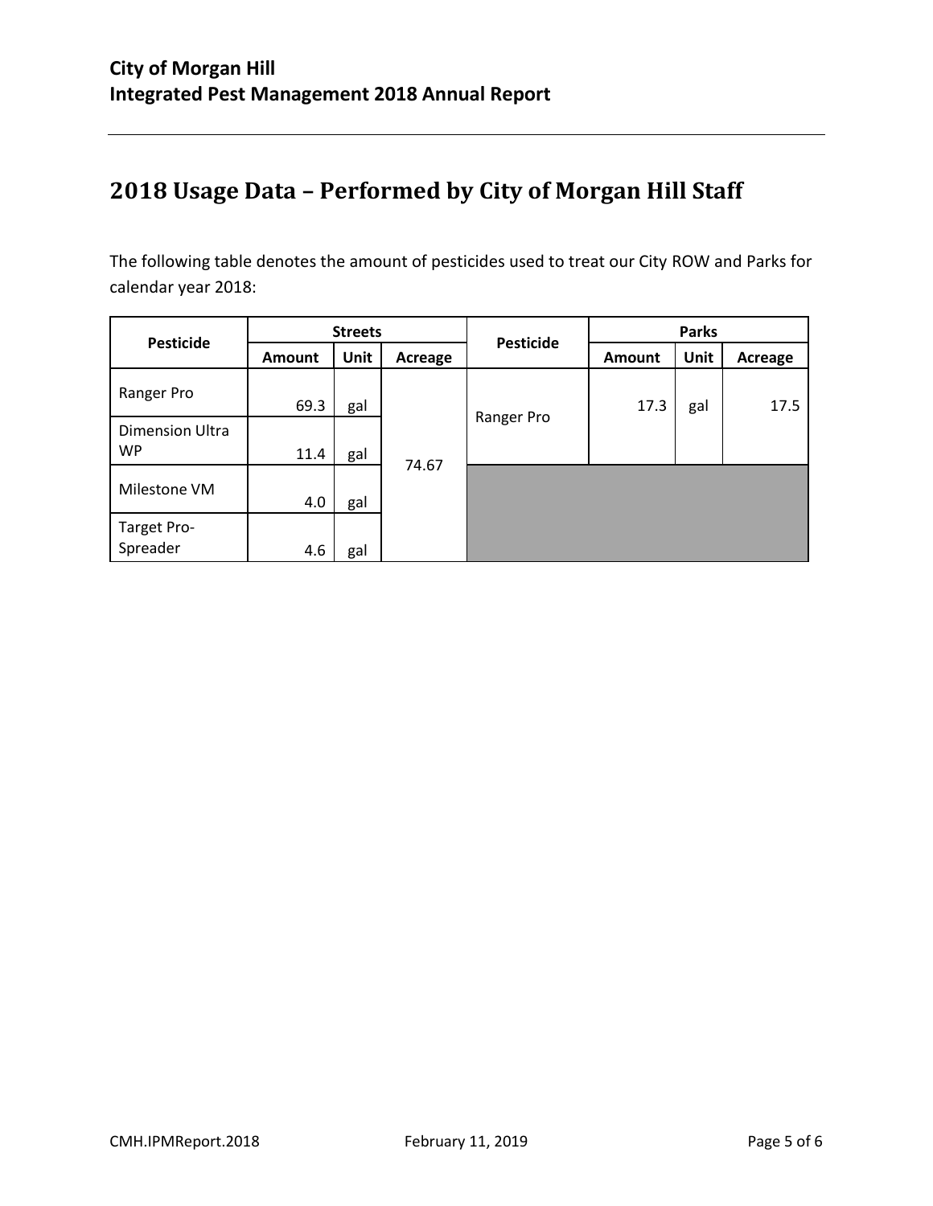## 2018 Usage Data – Performed by City of Morgan Hill Staff

The following table denotes the amount of pesticides used to treat our City ROW and Parks for calendar year 2018:

| Pesticide | Streets | | | Pesticide | Parks | | |
|---|---|---|---|---|---|---|---|
| | Amount | Unit | Acreage | | Amount | Unit | Acreage |
| Ranger Pro | 69.3 | gal | 74.67 | Ranger Pro | 17.3 | gal | 17.5 |
| Dimension Ultra WP | 11.4 | gal | | | | | |
| Milestone VM | 4.0 | gal | | | | | |
| Target Pro-Spreader | 4.6 | gal | | | | | |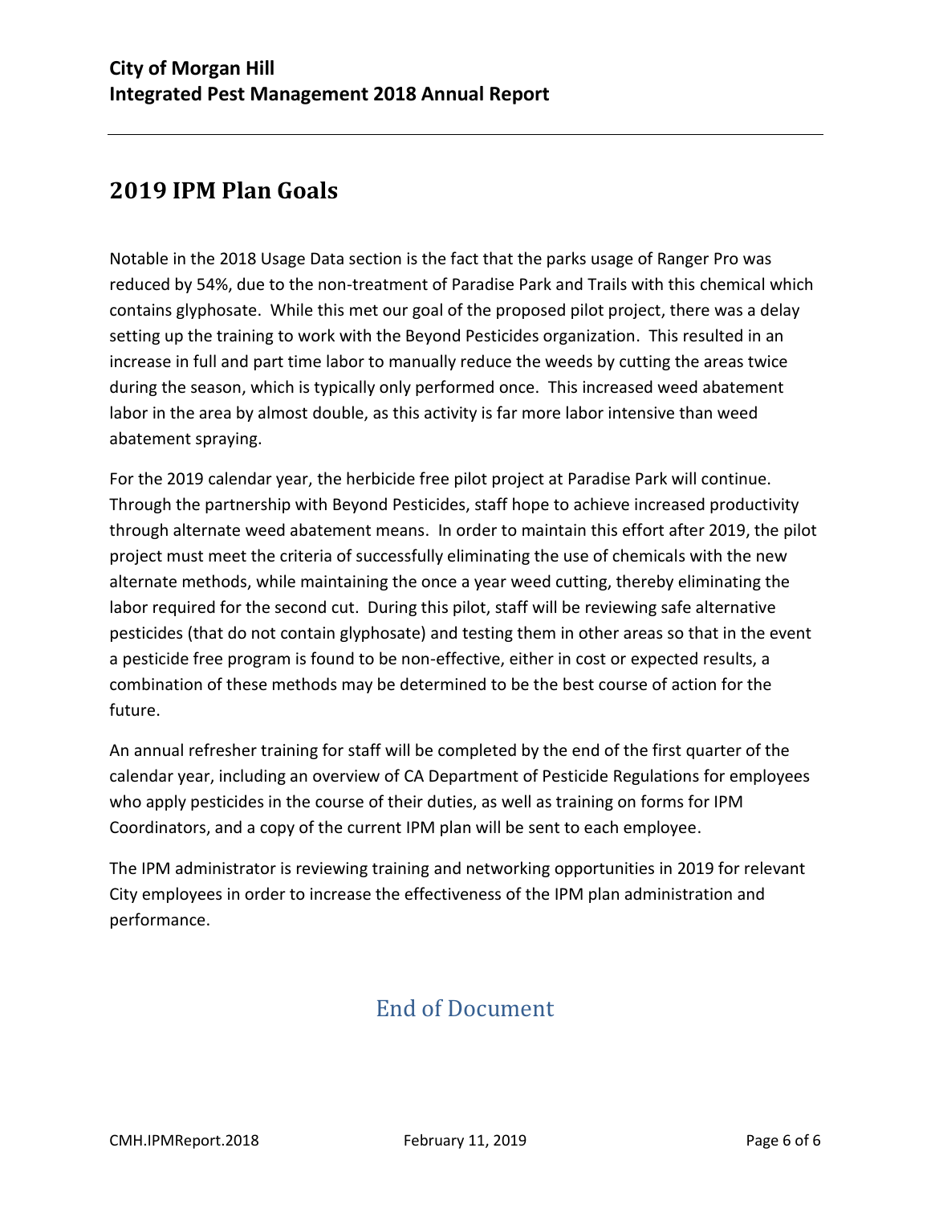## 2019 IPM Plan Goals

Notable in the 2018 Usage Data section is the fact that the parks usage of Ranger Pro was reduced by 54%, due to the non-treatment of Paradise Park and Trails with this chemical which contains glyphosate. While this met our goal of the proposed pilot project, there was a delay setting up the training to work with the Beyond Pesticides organization. This resulted in an increase in full and part time labor to manually reduce the weeds by cutting the areas twice during the season, which is typically only performed once. This increased weed abatement labor in the area by almost double, as this activity is far more labor intensive than weed abatement spraying.

For the 2019 calendar year, the herbicide free pilot project at Paradise Park will continue. Through the partnership with Beyond Pesticides, staff hope to achieve increased productivity through alternate weed abatement means. In order to maintain this effort after 2019, the pilot project must meet the criteria of successfully eliminating the use of chemicals with the new alternate methods, while maintaining the once a year weed cutting, thereby eliminating the labor required for the second cut. During this pilot, staff will be reviewing safe alternative pesticides (that do not contain glyphosate) and testing them in other areas so that in the event a pesticide free program is found to be non-effective, either in cost or expected results, a combination of these methods may be determined to be the best course of action for the future.

An annual refresher training for staff will be completed by the end of the first quarter of the calendar year, including an overview of CA Department of Pesticide Regulations for employees who apply pesticides in the course of their duties, as well as training on forms for IPM Coordinators, and a copy of the current IPM plan will be sent to each employee.

The IPM administrator is reviewing training and networking opportunities in 2019 for relevant City employees in order to increase the effectiveness of the IPM plan administration and performance.

End of Document